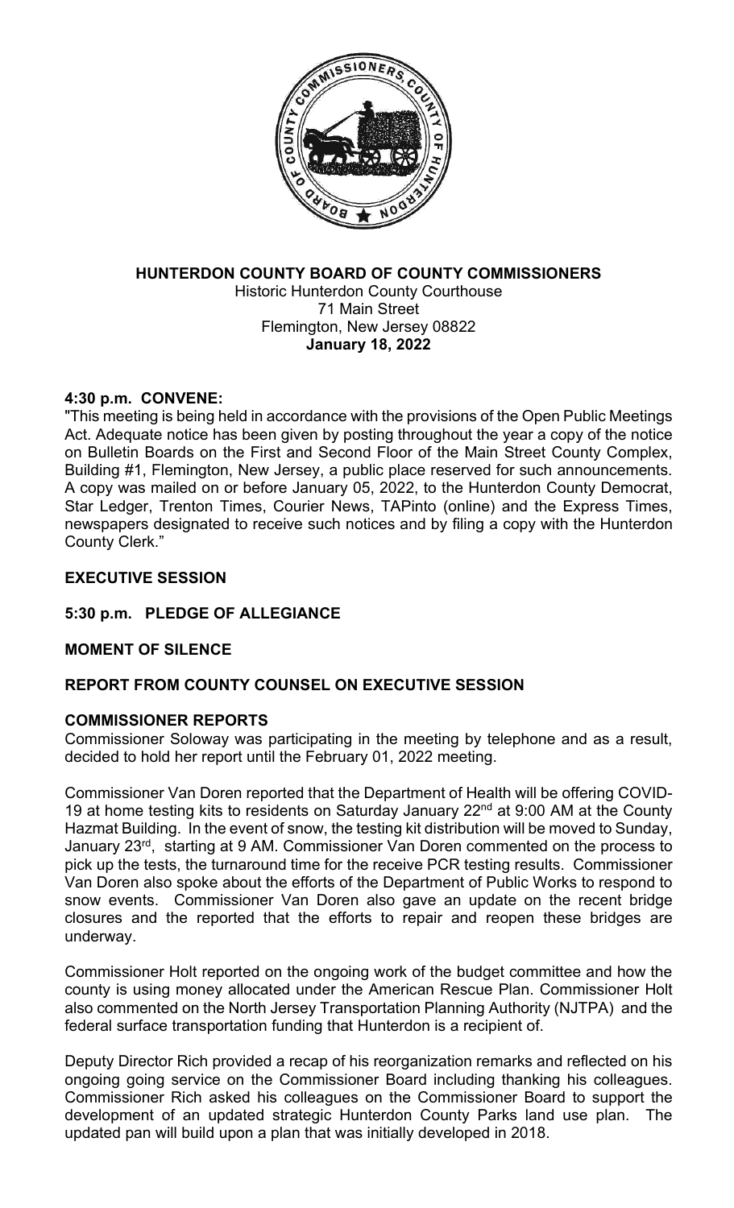# HUNTERDON COUNTY BOARD OF COUNTY COMMISSIONERS

Historic Hunterdon County Courthouse
71 Main Street
Flemington, New Jersey 08822
**January 18, 2022**

## 4:30 p.m. CONVENE:

"This meeting is being held in accordance with the provisions of the Open Public Meetings Act. Adequate notice has been given by posting throughout the year a copy of the notice on Bulletin Boards on the First and Second Floor of the Main Street County Complex, Building #1, Flemington, New Jersey, a public place reserved for such announcements. A copy was mailed on or before January 05, 2022, to the Hunterdon County Democrat, Star Ledger, Trenton Times, Courier News, TAPinto (online) and the Express Times, newspapers designated to receive such notices and by filing a copy with the Hunterdon County Clerk."

## EXECUTIVE SESSION

## 5:30 p.m. PLEDGE OF ALLEGIANCE

## MOMENT OF SILENCE

## REPORT FROM COUNTY COUNSEL ON EXECUTIVE SESSION

## COMMISSIONER REPORTS

Commissioner Soloway was participating in the meeting by telephone and as a result, decided to hold her report until the February 01, 2022 meeting.

Commissioner Van Doren reported that the Department of Health will be offering COVID-19 at home testing kits to residents on Saturday January 22nd at 9:00 AM at the County Hazmat Building. In the event of snow, the testing kit distribution will be moved to Sunday, January 23rd, starting at 9 AM. Commissioner Van Doren commented on the process to pick up the tests, the turnaround time for the receive PCR testing results. Commissioner Van Doren also spoke about the efforts of the Department of Public Works to respond to snow events. Commissioner Van Doren also gave an update on the recent bridge closures and the reported that the efforts to repair and reopen these bridges are underway.

Commissioner Holt reported on the ongoing work of the budget committee and how the county is using money allocated under the American Rescue Plan. Commissioner Holt also commented on the North Jersey Transportation Planning Authority (NJTPA) and the federal surface transportation funding that Hunterdon is a recipient of.

Deputy Director Rich provided a recap of his reorganization remarks and reflected on his ongoing going service on the Commissioner Board including thanking his colleagues. Commissioner Rich asked his colleagues on the Commissioner Board to support the development of an updated strategic Hunterdon County Parks land use plan. The updated pan will build upon a plan that was initially developed in 2018.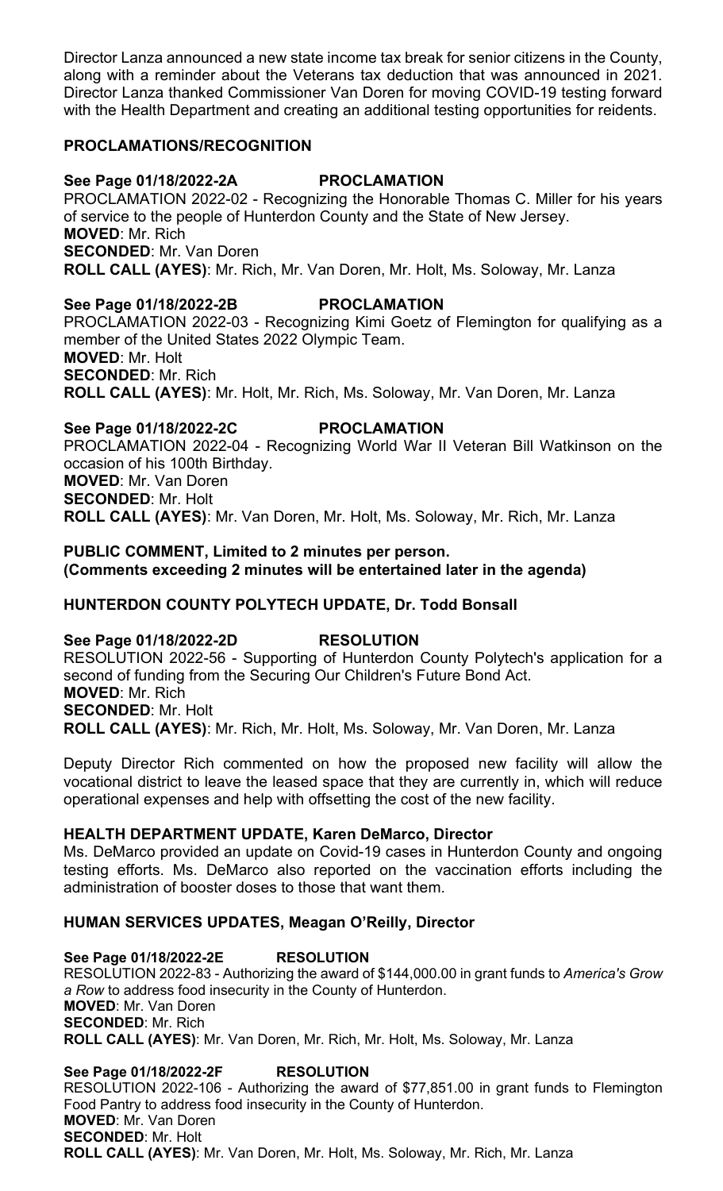Director Lanza announced a new state income tax break for senior citizens in the County, along with a reminder about the Veterans tax deduction that was announced in 2021. Director Lanza thanked Commissioner Van Doren for moving COVID-19 testing forward with the Health Department and creating an additional testing opportunities for reidents.

## PROCLAMATIONS/RECOGNITION

**See Page 01/18/2022-2A PROCLAMATION**

PROCLAMATION 2022-02 - Recognizing the Honorable Thomas C. Miller for his years of service to the people of Hunterdon County and the State of New Jersey.
**MOVED**: Mr. Rich
**SECONDED**: Mr. Van Doren
**ROLL CALL (AYES)**: Mr. Rich, Mr. Van Doren, Mr. Holt, Ms. Soloway, Mr. Lanza

**See Page 01/18/2022-2B PROCLAMATION**

PROCLAMATION 2022-03 - Recognizing Kimi Goetz of Flemington for qualifying as a member of the United States 2022 Olympic Team.
**MOVED**: Mr. Holt
**SECONDED**: Mr. Rich
**ROLL CALL (AYES)**: Mr. Holt, Mr. Rich, Ms. Soloway, Mr. Van Doren, Mr. Lanza

**See Page 01/18/2022-2C PROCLAMATION**

PROCLAMATION 2022-04 - Recognizing World War II Veteran Bill Watkinson on the occasion of his 100th Birthday.
**MOVED**: Mr. Van Doren
**SECONDED**: Mr. Holt
**ROLL CALL (AYES)**: Mr. Van Doren, Mr. Holt, Ms. Soloway, Mr. Rich, Mr. Lanza

**PUBLIC COMMENT, Limited to 2 minutes per person.**
**(Comments exceeding 2 minutes will be entertained later in the agenda)**

## HUNTERDON COUNTY POLYTECH UPDATE, Dr. Todd Bonsall

**See Page 01/18/2022-2D RESOLUTION**

RESOLUTION 2022-56 - Supporting of Hunterdon County Polytech's application for a second of funding from the Securing Our Children's Future Bond Act.
**MOVED**: Mr. Rich
**SECONDED**: Mr. Holt
**ROLL CALL (AYES)**: Mr. Rich, Mr. Holt, Ms. Soloway, Mr. Van Doren, Mr. Lanza

Deputy Director Rich commented on how the proposed new facility will allow the vocational district to leave the leased space that they are currently in, which will reduce operational expenses and help with offsetting the cost of the new facility.

## HEALTH DEPARTMENT UPDATE, Karen DeMarco, Director

Ms. DeMarco provided an update on Covid-19 cases in Hunterdon County and ongoing testing efforts. Ms. DeMarco also reported on the vaccination efforts including the administration of booster doses to those that want them.

## HUMAN SERVICES UPDATES, Meagan O'Reilly, Director

**See Page 01/18/2022-2E RESOLUTION**

RESOLUTION 2022-83 - Authorizing the award of $144,000.00 in grant funds to *America's Grow a Row* to address food insecurity in the County of Hunterdon.
**MOVED**: Mr. Van Doren
**SECONDED**: Mr. Rich
**ROLL CALL (AYES)**: Mr. Van Doren, Mr. Rich, Mr. Holt, Ms. Soloway, Mr. Lanza

**See Page 01/18/2022-2F RESOLUTION**

RESOLUTION 2022-106 - Authorizing the award of $77,851.00 in grant funds to Flemington Food Pantry to address food insecurity in the County of Hunterdon.
**MOVED**: Mr. Van Doren
**SECONDED**: Mr. Holt
**ROLL CALL (AYES)**: Mr. Van Doren, Mr. Holt, Ms. Soloway, Mr. Rich, Mr. Lanza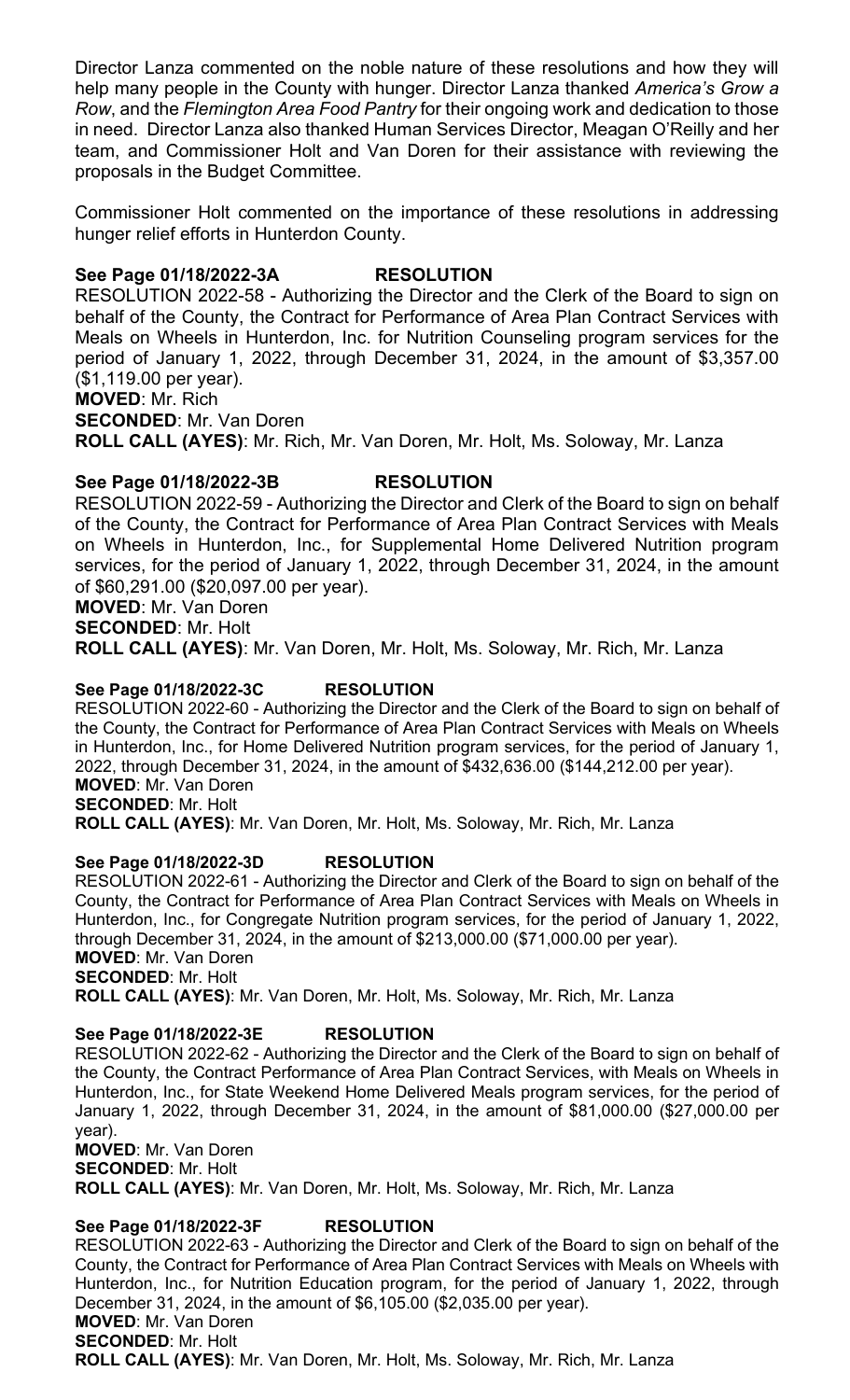Director Lanza commented on the noble nature of these resolutions and how they will help many people in the County with hunger. Director Lanza thanked *America's Grow a Row*, and the *Flemington Area Food Pantry* for their ongoing work and dedication to those in need. Director Lanza also thanked Human Services Director, Meagan O'Reilly and her team, and Commissioner Holt and Van Doren for their assistance with reviewing the proposals in the Budget Committee.

Commissioner Holt commented on the importance of these resolutions in addressing hunger relief efforts in Hunterdon County.

**See Page 01/18/2022-3A RESOLUTION**

RESOLUTION 2022-58 - Authorizing the Director and the Clerk of the Board to sign on behalf of the County, the Contract for Performance of Area Plan Contract Services with Meals on Wheels in Hunterdon, Inc. for Nutrition Counseling program services for the period of January 1, 2022, through December 31, 2024, in the amount of $3,357.00 ($1,119.00 per year).

**MOVED**: Mr. Rich
**SECONDED**: Mr. Van Doren
**ROLL CALL (AYES)**: Mr. Rich, Mr. Van Doren, Mr. Holt, Ms. Soloway, Mr. Lanza

**See Page 01/18/2022-3B RESOLUTION**

RESOLUTION 2022-59 - Authorizing the Director and Clerk of the Board to sign on behalf of the County, the Contract for Performance of Area Plan Contract Services with Meals on Wheels in Hunterdon, Inc., for Supplemental Home Delivered Nutrition program services, for the period of January 1, 2022, through December 31, 2024, in the amount of $60,291.00 ($20,097.00 per year).

**MOVED**: Mr. Van Doren
**SECONDED**: Mr. Holt
**ROLL CALL (AYES)**: Mr. Van Doren, Mr. Holt, Ms. Soloway, Mr. Rich, Mr. Lanza

**See Page 01/18/2022-3C RESOLUTION**

RESOLUTION 2022-60 - Authorizing the Director and the Clerk of the Board to sign on behalf of the County, the Contract for Performance of Area Plan Contract Services with Meals on Wheels in Hunterdon, Inc., for Home Delivered Nutrition program services, for the period of January 1, 2022, through December 31, 2024, in the amount of $432,636.00 ($144,212.00 per year).

**MOVED**: Mr. Van Doren
**SECONDED**: Mr. Holt
**ROLL CALL (AYES)**: Mr. Van Doren, Mr. Holt, Ms. Soloway, Mr. Rich, Mr. Lanza

**See Page 01/18/2022-3D RESOLUTION**

RESOLUTION 2022-61 - Authorizing the Director and Clerk of the Board to sign on behalf of the County, the Contract for Performance of Area Plan Contract Services with Meals on Wheels in Hunterdon, Inc., for Congregate Nutrition program services, for the period of January 1, 2022, through December 31, 2024, in the amount of $213,000.00 ($71,000.00 per year).

**MOVED**: Mr. Van Doren
**SECONDED**: Mr. Holt
**ROLL CALL (AYES)**: Mr. Van Doren, Mr. Holt, Ms. Soloway, Mr. Rich, Mr. Lanza

**See Page 01/18/2022-3E RESOLUTION**

RESOLUTION 2022-62 - Authorizing the Director and the Clerk of the Board to sign on behalf of the County, the Contract Performance of Area Plan Contract Services, with Meals on Wheels in Hunterdon, Inc., for State Weekend Home Delivered Meals program services, for the period of January 1, 2022, through December 31, 2024, in the amount of $81,000.00 ($27,000.00 per year).

**MOVED**: Mr. Van Doren
**SECONDED**: Mr. Holt
**ROLL CALL (AYES)**: Mr. Van Doren, Mr. Holt, Ms. Soloway, Mr. Rich, Mr. Lanza

**See Page 01/18/2022-3F RESOLUTION**

RESOLUTION 2022-63 - Authorizing the Director and Clerk of the Board to sign on behalf of the County, the Contract for Performance of Area Plan Contract Services with Meals on Wheels with Hunterdon, Inc., for Nutrition Education program, for the period of January 1, 2022, through December 31, 2024, in the amount of $6,105.00 ($2,035.00 per year).

**MOVED**: Mr. Van Doren
**SECONDED**: Mr. Holt
**ROLL CALL (AYES)**: Mr. Van Doren, Mr. Holt, Ms. Soloway, Mr. Rich, Mr. Lanza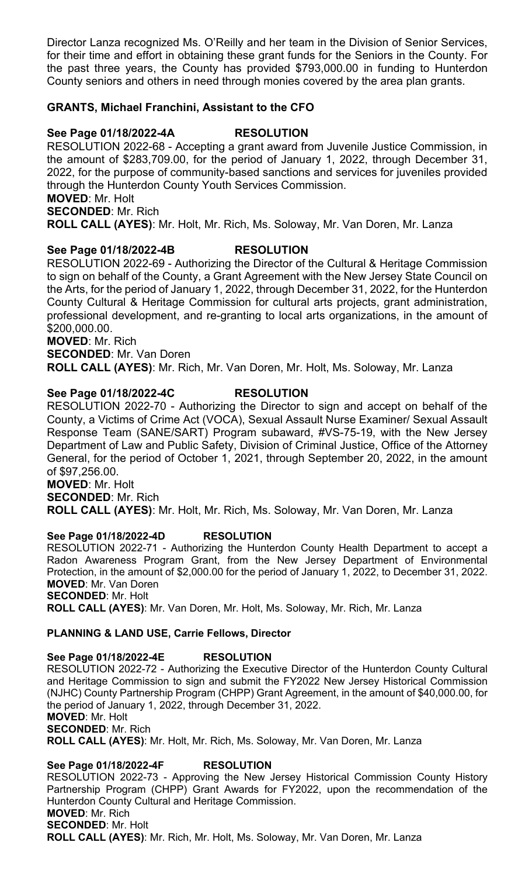Director Lanza recognized Ms. O'Reilly and her team in the Division of Senior Services, for their time and effort in obtaining these grant funds for the Seniors in the County. For the past three years, the County has provided $793,000.00 in funding to Hunterdon County seniors and others in need through monies covered by the area plan grants.

**GRANTS, Michael Franchini, Assistant to the CFO**

**See Page 01/18/2022-4A RESOLUTION**

RESOLUTION 2022-68 - Accepting a grant award from Juvenile Justice Commission, in the amount of $283,709.00, for the period of January 1, 2022, through December 31, 2022, for the purpose of community-based sanctions and services for juveniles provided through the Hunterdon County Youth Services Commission.

**MOVED**: Mr. Holt
**SECONDED**: Mr. Rich
**ROLL CALL (AYES)**: Mr. Holt, Mr. Rich, Ms. Soloway, Mr. Van Doren, Mr. Lanza

**See Page 01/18/2022-4B RESOLUTION**

RESOLUTION 2022-69 - Authorizing the Director of the Cultural & Heritage Commission to sign on behalf of the County, a Grant Agreement with the New Jersey State Council on the Arts, for the period of January 1, 2022, through December 31, 2022, for the Hunterdon County Cultural & Heritage Commission for cultural arts projects, grant administration, professional development, and re-granting to local arts organizations, in the amount of $200,000.00.

**MOVED**: Mr. Rich
**SECONDED**: Mr. Van Doren
**ROLL CALL (AYES)**: Mr. Rich, Mr. Van Doren, Mr. Holt, Ms. Soloway, Mr. Lanza

**See Page 01/18/2022-4C RESOLUTION**

RESOLUTION 2022-70 - Authorizing the Director to sign and accept on behalf of the County, a Victims of Crime Act (VOCA), Sexual Assault Nurse Examiner/ Sexual Assault Response Team (SANE/SART) Program subaward, #VS-75-19, with the New Jersey Department of Law and Public Safety, Division of Criminal Justice, Office of the Attorney General, for the period of October 1, 2021, through September 20, 2022, in the amount of $97,256.00.

**MOVED**: Mr. Holt
**SECONDED**: Mr. Rich
**ROLL CALL (AYES)**: Mr. Holt, Mr. Rich, Ms. Soloway, Mr. Van Doren, Mr. Lanza

**See Page 01/18/2022-4D RESOLUTION**

RESOLUTION 2022-71 - Authorizing the Hunterdon County Health Department to accept a Radon Awareness Program Grant, from the New Jersey Department of Environmental Protection, in the amount of $2,000.00 for the period of January 1, 2022, to December 31, 2022.

**MOVED**: Mr. Van Doren
**SECONDED**: Mr. Holt
**ROLL CALL (AYES)**: Mr. Van Doren, Mr. Holt, Ms. Soloway, Mr. Rich, Mr. Lanza

**PLANNING & LAND USE, Carrie Fellows, Director**

**See Page 01/18/2022-4E RESOLUTION**

RESOLUTION 2022-72 - Authorizing the Executive Director of the Hunterdon County Cultural and Heritage Commission to sign and submit the FY2022 New Jersey Historical Commission (NJHC) County Partnership Program (CHPP) Grant Agreement, in the amount of $40,000.00, for the period of January 1, 2022, through December 31, 2022.

**MOVED**: Mr. Holt
**SECONDED**: Mr. Rich
**ROLL CALL (AYES)**: Mr. Holt, Mr. Rich, Ms. Soloway, Mr. Van Doren, Mr. Lanza

**See Page 01/18/2022-4F RESOLUTION**

RESOLUTION 2022-73 - Approving the New Jersey Historical Commission County History Partnership Program (CHPP) Grant Awards for FY2022, upon the recommendation of the Hunterdon County Cultural and Heritage Commission.

**MOVED**: Mr. Rich
**SECONDED**: Mr. Holt
**ROLL CALL (AYES)**: Mr. Rich, Mr. Holt, Ms. Soloway, Mr. Van Doren, Mr. Lanza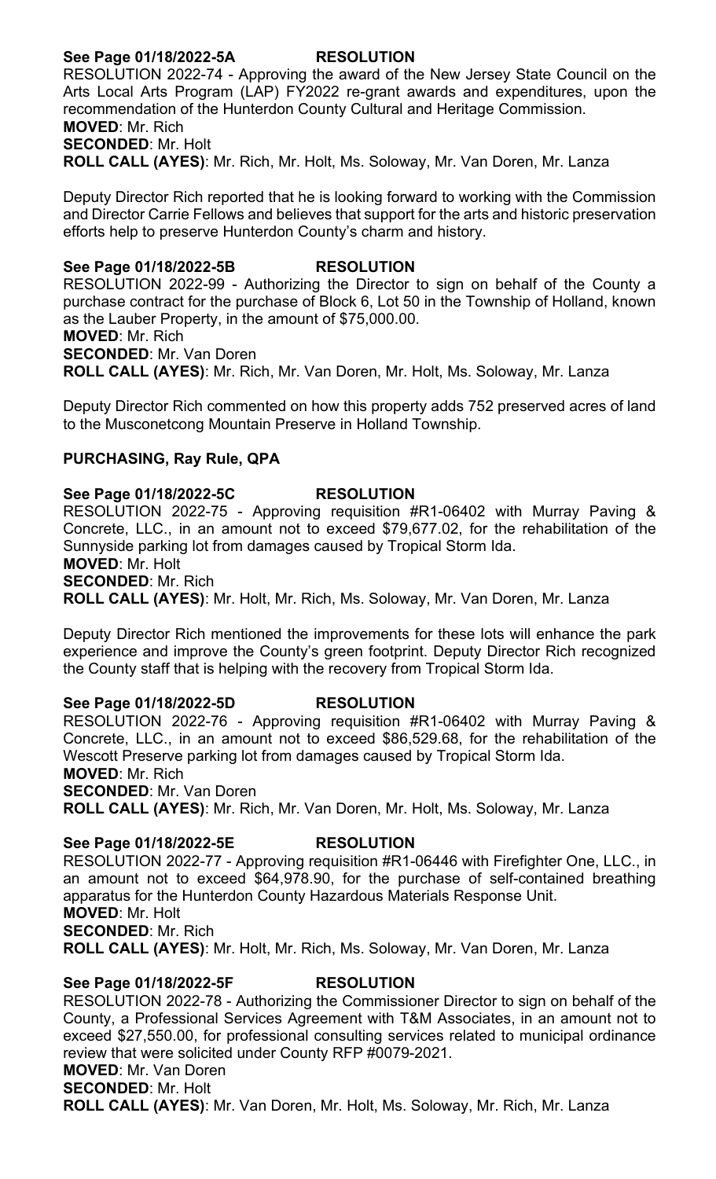**See Page 01/18/2022-5A RESOLUTION**

RESOLUTION 2022-74 - Approving the award of the New Jersey State Council on the Arts Local Arts Program (LAP) FY2022 re-grant awards and expenditures, upon the recommendation of the Hunterdon County Cultural and Heritage Commission.

**MOVED**: Mr. Rich
**SECONDED**: Mr. Holt
**ROLL CALL (AYES)**: Mr. Rich, Mr. Holt, Ms. Soloway, Mr. Van Doren, Mr. Lanza

Deputy Director Rich reported that he is looking forward to working with the Commission and Director Carrie Fellows and believes that support for the arts and historic preservation efforts help to preserve Hunterdon County's charm and history.

**See Page 01/18/2022-5B RESOLUTION**

RESOLUTION 2022-99 - Authorizing the Director to sign on behalf of the County a purchase contract for the purchase of Block 6, Lot 50 in the Township of Holland, known as the Lauber Property, in the amount of $75,000.00.

**MOVED**: Mr. Rich
**SECONDED**: Mr. Van Doren
**ROLL CALL (AYES)**: Mr. Rich, Mr. Van Doren, Mr. Holt, Ms. Soloway, Mr. Lanza

Deputy Director Rich commented on how this property adds 752 preserved acres of land to the Musconetcong Mountain Preserve in Holland Township.

**PURCHASING, Ray Rule, QPA**

**See Page 01/18/2022-5C RESOLUTION**

RESOLUTION 2022-75 - Approving requisition #R1-06402 with Murray Paving & Concrete, LLC., in an amount not to exceed $79,677.02, for the rehabilitation of the Sunnyside parking lot from damages caused by Tropical Storm Ida.

**MOVED**: Mr. Holt
**SECONDED**: Mr. Rich
**ROLL CALL (AYES)**: Mr. Holt, Mr. Rich, Ms. Soloway, Mr. Van Doren, Mr. Lanza

Deputy Director Rich mentioned the improvements for these lots will enhance the park experience and improve the County's green footprint. Deputy Director Rich recognized the County staff that is helping with the recovery from Tropical Storm Ida.

**See Page 01/18/2022-5D RESOLUTION**

RESOLUTION 2022-76 - Approving requisition #R1-06402 with Murray Paving & Concrete, LLC., in an amount not to exceed $86,529.68, for the rehabilitation of the Wescott Preserve parking lot from damages caused by Tropical Storm Ida.

**MOVED**: Mr. Rich
**SECONDED**: Mr. Van Doren
**ROLL CALL (AYES)**: Mr. Rich, Mr. Van Doren, Mr. Holt, Ms. Soloway, Mr. Lanza

**See Page 01/18/2022-5E RESOLUTION**

RESOLUTION 2022-77 - Approving requisition #R1-06446 with Firefighter One, LLC., in an amount not to exceed $64,978.90, for the purchase of self-contained breathing apparatus for the Hunterdon County Hazardous Materials Response Unit.

**MOVED**: Mr. Holt
**SECONDED**: Mr. Rich
**ROLL CALL (AYES)**: Mr. Holt, Mr. Rich, Ms. Soloway, Mr. Van Doren, Mr. Lanza

**See Page 01/18/2022-5F RESOLUTION**

RESOLUTION 2022-78 - Authorizing the Commissioner Director to sign on behalf of the County, a Professional Services Agreement with T&M Associates, in an amount not to exceed $27,550.00, for professional consulting services related to municipal ordinance review that were solicited under County RFP #0079-2021.

**MOVED**: Mr. Van Doren
**SECONDED**: Mr. Holt
**ROLL CALL (AYES)**: Mr. Van Doren, Mr. Holt, Ms. Soloway, Mr. Rich, Mr. Lanza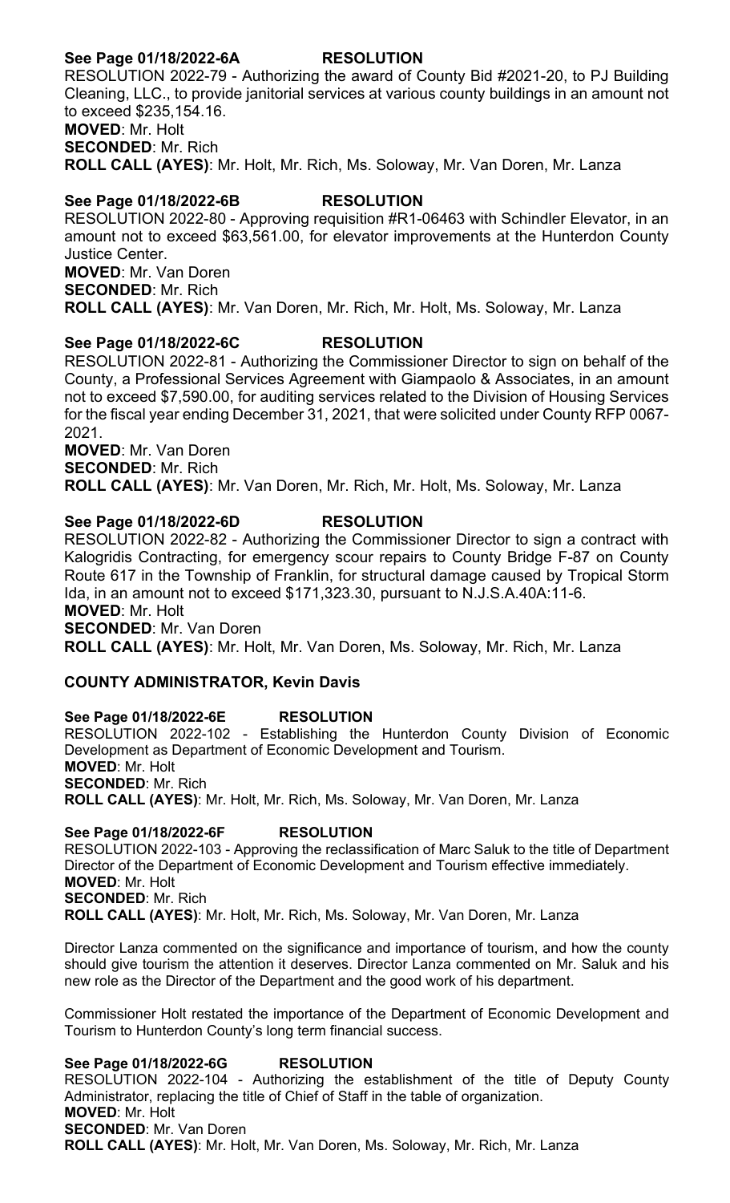**See Page 01/18/2022-6A RESOLUTION**

RESOLUTION 2022-79 - Authorizing the award of County Bid #2021-20, to PJ Building Cleaning, LLC., to provide janitorial services at various county buildings in an amount not to exceed $235,154.16.

**MOVED**: Mr. Holt
**SECONDED**: Mr. Rich
**ROLL CALL (AYES)**: Mr. Holt, Mr. Rich, Ms. Soloway, Mr. Van Doren, Mr. Lanza

**See Page 01/18/2022-6B RESOLUTION**

RESOLUTION 2022-80 - Approving requisition #R1-06463 with Schindler Elevator, in an amount not to exceed $63,561.00, for elevator improvements at the Hunterdon County Justice Center.

**MOVED**: Mr. Van Doren
**SECONDED**: Mr. Rich
**ROLL CALL (AYES)**: Mr. Van Doren, Mr. Rich, Mr. Holt, Ms. Soloway, Mr. Lanza

**See Page 01/18/2022-6C RESOLUTION**

RESOLUTION 2022-81 - Authorizing the Commissioner Director to sign on behalf of the County, a Professional Services Agreement with Giampaolo & Associates, in an amount not to exceed $7,590.00, for auditing services related to the Division of Housing Services for the fiscal year ending December 31, 2021, that were solicited under County RFP 0067-2021.

**MOVED**: Mr. Van Doren
**SECONDED**: Mr. Rich
**ROLL CALL (AYES)**: Mr. Van Doren, Mr. Rich, Mr. Holt, Ms. Soloway, Mr. Lanza

**See Page 01/18/2022-6D RESOLUTION**

RESOLUTION 2022-82 - Authorizing the Commissioner Director to sign a contract with Kalogridis Contracting, for emergency scour repairs to County Bridge F-87 on County Route 617 in the Township of Franklin, for structural damage caused by Tropical Storm Ida, in an amount not to exceed $171,323.30, pursuant to N.J.S.A.40A:11-6.

**MOVED**: Mr. Holt
**SECONDED**: Mr. Van Doren
**ROLL CALL (AYES)**: Mr. Holt, Mr. Van Doren, Ms. Soloway, Mr. Rich, Mr. Lanza

**COUNTY ADMINISTRATOR, Kevin Davis**

**See Page 01/18/2022-6E RESOLUTION**

RESOLUTION 2022-102 - Establishing the Hunterdon County Division of Economic Development as Department of Economic Development and Tourism.

**MOVED**: Mr. Holt
**SECONDED**: Mr. Rich
**ROLL CALL (AYES)**: Mr. Holt, Mr. Rich, Ms. Soloway, Mr. Van Doren, Mr. Lanza

**See Page 01/18/2022-6F RESOLUTION**

RESOLUTION 2022-103 - Approving the reclassification of Marc Saluk to the title of Department Director of the Department of Economic Development and Tourism effective immediately.

**MOVED**: Mr. Holt
**SECONDED**: Mr. Rich
**ROLL CALL (AYES)**: Mr. Holt, Mr. Rich, Ms. Soloway, Mr. Van Doren, Mr. Lanza

Director Lanza commented on the significance and importance of tourism, and how the county should give tourism the attention it deserves. Director Lanza commented on Mr. Saluk and his new role as the Director of the Department and the good work of his department.

Commissioner Holt restated the importance of the Department of Economic Development and Tourism to Hunterdon County's long term financial success.

**See Page 01/18/2022-6G RESOLUTION**

RESOLUTION 2022-104 - Authorizing the establishment of the title of Deputy County Administrator, replacing the title of Chief of Staff in the table of organization.

**MOVED**: Mr. Holt
**SECONDED**: Mr. Van Doren
**ROLL CALL (AYES)**: Mr. Holt, Mr. Van Doren, Ms. Soloway, Mr. Rich, Mr. Lanza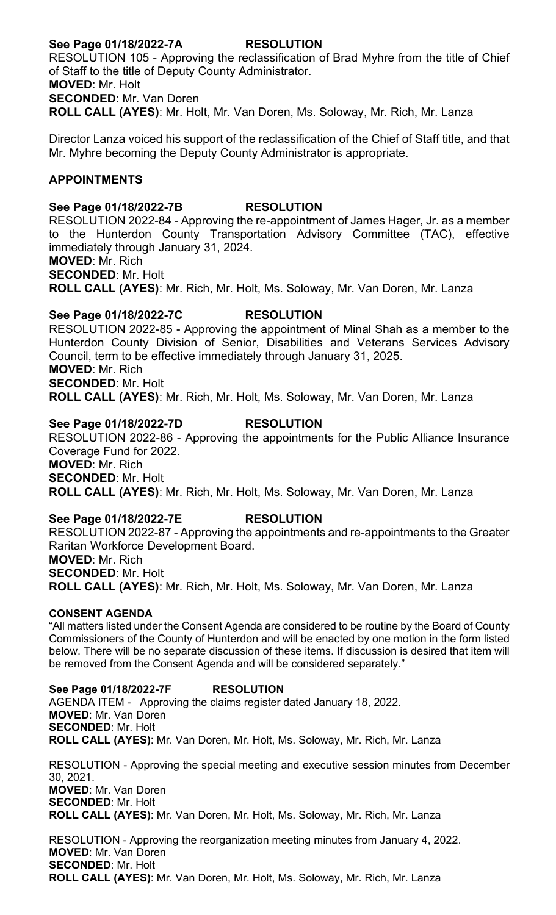**See Page 01/18/2022-7A RESOLUTION**

RESOLUTION 105 - Approving the reclassification of Brad Myhre from the title of Chief of Staff to the title of Deputy County Administrator.

**MOVED**: Mr. Holt
**SECONDED**: Mr. Van Doren
**ROLL CALL (AYES)**: Mr. Holt, Mr. Van Doren, Ms. Soloway, Mr. Rich, Mr. Lanza

Director Lanza voiced his support of the reclassification of the Chief of Staff title, and that Mr. Myhre becoming the Deputy County Administrator is appropriate.

## APPOINTMENTS

**See Page 01/18/2022-7B RESOLUTION**

RESOLUTION 2022-84 - Approving the re-appointment of James Hager, Jr. as a member to the Hunterdon County Transportation Advisory Committee (TAC), effective immediately through January 31, 2024.

**MOVED**: Mr. Rich
**SECONDED**: Mr. Holt
**ROLL CALL (AYES)**: Mr. Rich, Mr. Holt, Ms. Soloway, Mr. Van Doren, Mr. Lanza

**See Page 01/18/2022-7C RESOLUTION**

RESOLUTION 2022-85 - Approving the appointment of Minal Shah as a member to the Hunterdon County Division of Senior, Disabilities and Veterans Services Advisory Council, term to be effective immediately through January 31, 2025.

**MOVED**: Mr. Rich
**SECONDED**: Mr. Holt
**ROLL CALL (AYES)**: Mr. Rich, Mr. Holt, Ms. Soloway, Mr. Van Doren, Mr. Lanza

**See Page 01/18/2022-7D RESOLUTION**

RESOLUTION 2022-86 - Approving the appointments for the Public Alliance Insurance Coverage Fund for 2022.

**MOVED**: Mr. Rich
**SECONDED**: Mr. Holt
**ROLL CALL (AYES)**: Mr. Rich, Mr. Holt, Ms. Soloway, Mr. Van Doren, Mr. Lanza

**See Page 01/18/2022-7E RESOLUTION**

RESOLUTION 2022-87 - Approving the appointments and re-appointments to the Greater Raritan Workforce Development Board.

**MOVED**: Mr. Rich
**SECONDED**: Mr. Holt
**ROLL CALL (AYES)**: Mr. Rich, Mr. Holt, Ms. Soloway, Mr. Van Doren, Mr. Lanza

## CONSENT AGENDA

"All matters listed under the Consent Agenda are considered to be routine by the Board of County Commissioners of the County of Hunterdon and will be enacted by one motion in the form listed below. There will be no separate discussion of these items. If discussion is desired that item will be removed from the Consent Agenda and will be considered separately."

**See Page 01/18/2022-7F RESOLUTION**

AGENDA ITEM - Approving the claims register dated January 18, 2022.

**MOVED**: Mr. Van Doren
**SECONDED**: Mr. Holt
**ROLL CALL (AYES)**: Mr. Van Doren, Mr. Holt, Ms. Soloway, Mr. Rich, Mr. Lanza

RESOLUTION - Approving the special meeting and executive session minutes from December 30, 2021.

**MOVED**: Mr. Van Doren
**SECONDED**: Mr. Holt
**ROLL CALL (AYES)**: Mr. Van Doren, Mr. Holt, Ms. Soloway, Mr. Rich, Mr. Lanza

RESOLUTION - Approving the reorganization meeting minutes from January 4, 2022.

**MOVED**: Mr. Van Doren
**SECONDED**: Mr. Holt
**ROLL CALL (AYES)**: Mr. Van Doren, Mr. Holt, Ms. Soloway, Mr. Rich, Mr. Lanza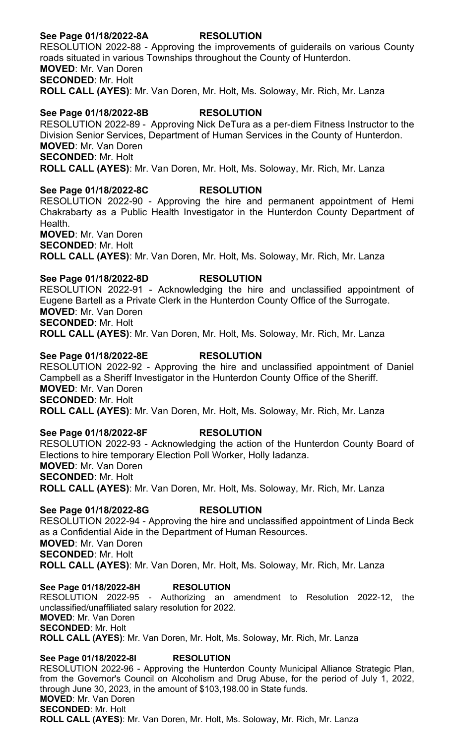**See Page 01/18/2022-8A RESOLUTION**

RESOLUTION 2022-88 - Approving the improvements of guiderails on various County roads situated in various Townships throughout the County of Hunterdon.

**MOVED**: Mr. Van Doren
**SECONDED**: Mr. Holt
**ROLL CALL (AYES)**: Mr. Van Doren, Mr. Holt, Ms. Soloway, Mr. Rich, Mr. Lanza

**See Page 01/18/2022-8B RESOLUTION**

RESOLUTION 2022-89 - Approving Nick DeTura as a per-diem Fitness Instructor to the Division Senior Services, Department of Human Services in the County of Hunterdon.

**MOVED**: Mr. Van Doren
**SECONDED**: Mr. Holt
**ROLL CALL (AYES)**: Mr. Van Doren, Mr. Holt, Ms. Soloway, Mr. Rich, Mr. Lanza

**See Page 01/18/2022-8C RESOLUTION**

RESOLUTION 2022-90 - Approving the hire and permanent appointment of Hemi Chakrabarty as a Public Health Investigator in the Hunterdon County Department of Health.

**MOVED**: Mr. Van Doren
**SECONDED**: Mr. Holt
**ROLL CALL (AYES)**: Mr. Van Doren, Mr. Holt, Ms. Soloway, Mr. Rich, Mr. Lanza

**See Page 01/18/2022-8D RESOLUTION**

RESOLUTION 2022-91 - Acknowledging the hire and unclassified appointment of Eugene Bartell as a Private Clerk in the Hunterdon County Office of the Surrogate.

**MOVED**: Mr. Van Doren
**SECONDED**: Mr. Holt
**ROLL CALL (AYES)**: Mr. Van Doren, Mr. Holt, Ms. Soloway, Mr. Rich, Mr. Lanza

**See Page 01/18/2022-8E RESOLUTION**

RESOLUTION 2022-92 - Approving the hire and unclassified appointment of Daniel Campbell as a Sheriff Investigator in the Hunterdon County Office of the Sheriff.

**MOVED**: Mr. Van Doren
**SECONDED**: Mr. Holt
**ROLL CALL (AYES)**: Mr. Van Doren, Mr. Holt, Ms. Soloway, Mr. Rich, Mr. Lanza

**See Page 01/18/2022-8F RESOLUTION**

RESOLUTION 2022-93 - Acknowledging the action of the Hunterdon County Board of Elections to hire temporary Election Poll Worker, Holly Iadanza.

**MOVED**: Mr. Van Doren
**SECONDED**: Mr. Holt
**ROLL CALL (AYES)**: Mr. Van Doren, Mr. Holt, Ms. Soloway, Mr. Rich, Mr. Lanza

**See Page 01/18/2022-8G RESOLUTION**

RESOLUTION 2022-94 - Approving the hire and unclassified appointment of Linda Beck as a Confidential Aide in the Department of Human Resources.

**MOVED**: Mr. Van Doren
**SECONDED**: Mr. Holt
**ROLL CALL (AYES)**: Mr. Van Doren, Mr. Holt, Ms. Soloway, Mr. Rich, Mr. Lanza

**See Page 01/18/2022-8H RESOLUTION**

RESOLUTION 2022-95 - Authorizing an amendment to Resolution 2022-12, the unclassified/unaffiliated salary resolution for 2022.

**MOVED**: Mr. Van Doren
**SECONDED**: Mr. Holt
**ROLL CALL (AYES)**: Mr. Van Doren, Mr. Holt, Ms. Soloway, Mr. Rich, Mr. Lanza

**See Page 01/18/2022-8I RESOLUTION**

RESOLUTION 2022-96 - Approving the Hunterdon County Municipal Alliance Strategic Plan, from the Governor's Council on Alcoholism and Drug Abuse, for the period of July 1, 2022, through June 30, 2023, in the amount of $103,198.00 in State funds.

**MOVED**: Mr. Van Doren
**SECONDED**: Mr. Holt
**ROLL CALL (AYES)**: Mr. Van Doren, Mr. Holt, Ms. Soloway, Mr. Rich, Mr. Lanza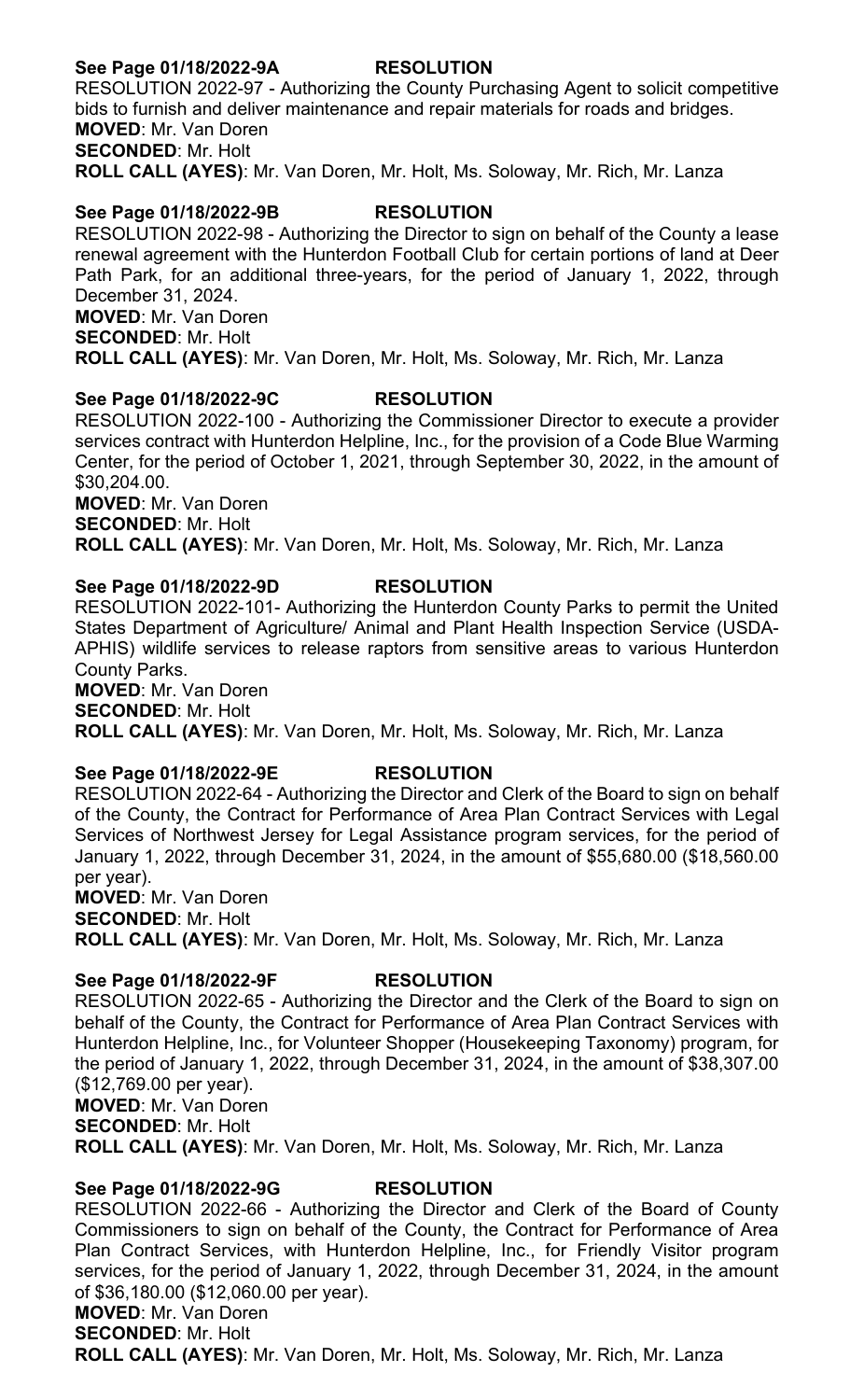**See Page 01/18/2022-9A RESOLUTION**

RESOLUTION 2022-97 - Authorizing the County Purchasing Agent to solicit competitive bids to furnish and deliver maintenance and repair materials for roads and bridges.

**MOVED**: Mr. Van Doren
**SECONDED**: Mr. Holt
**ROLL CALL (AYES)**: Mr. Van Doren, Mr. Holt, Ms. Soloway, Mr. Rich, Mr. Lanza

**See Page 01/18/2022-9B RESOLUTION**

RESOLUTION 2022-98 - Authorizing the Director to sign on behalf of the County a lease renewal agreement with the Hunterdon Football Club for certain portions of land at Deer Path Park, for an additional three-years, for the period of January 1, 2022, through December 31, 2024.

**MOVED**: Mr. Van Doren
**SECONDED**: Mr. Holt
**ROLL CALL (AYES)**: Mr. Van Doren, Mr. Holt, Ms. Soloway, Mr. Rich, Mr. Lanza

**See Page 01/18/2022-9C RESOLUTION**

RESOLUTION 2022-100 - Authorizing the Commissioner Director to execute a provider services contract with Hunterdon Helpline, Inc., for the provision of a Code Blue Warming Center, for the period of October 1, 2021, through September 30, 2022, in the amount of $30,204.00.

**MOVED**: Mr. Van Doren
**SECONDED**: Mr. Holt
**ROLL CALL (AYES)**: Mr. Van Doren, Mr. Holt, Ms. Soloway, Mr. Rich, Mr. Lanza

**See Page 01/18/2022-9D RESOLUTION**

RESOLUTION 2022-101- Authorizing the Hunterdon County Parks to permit the United States Department of Agriculture/ Animal and Plant Health Inspection Service (USDA-APHIS) wildlife services to release raptors from sensitive areas to various Hunterdon County Parks.

**MOVED**: Mr. Van Doren
**SECONDED**: Mr. Holt
**ROLL CALL (AYES)**: Mr. Van Doren, Mr. Holt, Ms. Soloway, Mr. Rich, Mr. Lanza

**See Page 01/18/2022-9E RESOLUTION**

RESOLUTION 2022-64 - Authorizing the Director and Clerk of the Board to sign on behalf of the County, the Contract for Performance of Area Plan Contract Services with Legal Services of Northwest Jersey for Legal Assistance program services, for the period of January 1, 2022, through December 31, 2024, in the amount of $55,680.00 ($18,560.00 per year).

**MOVED**: Mr. Van Doren
**SECONDED**: Mr. Holt
**ROLL CALL (AYES)**: Mr. Van Doren, Mr. Holt, Ms. Soloway, Mr. Rich, Mr. Lanza

**See Page 01/18/2022-9F RESOLUTION**

RESOLUTION 2022-65 - Authorizing the Director and the Clerk of the Board to sign on behalf of the County, the Contract for Performance of Area Plan Contract Services with Hunterdon Helpline, Inc., for Volunteer Shopper (Housekeeping Taxonomy) program, for the period of January 1, 2022, through December 31, 2024, in the amount of $38,307.00 ($12,769.00 per year).

**MOVED**: Mr. Van Doren
**SECONDED**: Mr. Holt
**ROLL CALL (AYES)**: Mr. Van Doren, Mr. Holt, Ms. Soloway, Mr. Rich, Mr. Lanza

**See Page 01/18/2022-9G RESOLUTION**

RESOLUTION 2022-66 - Authorizing the Director and Clerk of the Board of County Commissioners to sign on behalf of the County, the Contract for Performance of Area Plan Contract Services, with Hunterdon Helpline, Inc., for Friendly Visitor program services, for the period of January 1, 2022, through December 31, 2024, in the amount of $36,180.00 ($12,060.00 per year).

**MOVED**: Mr. Van Doren
**SECONDED**: Mr. Holt
**ROLL CALL (AYES)**: Mr. Van Doren, Mr. Holt, Ms. Soloway, Mr. Rich, Mr. Lanza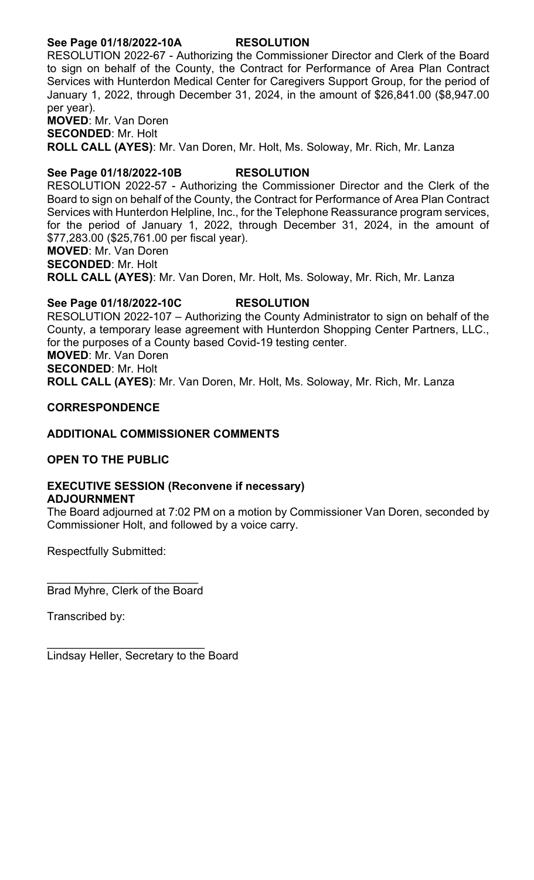**See Page 01/18/2022-10A RESOLUTION**

RESOLUTION 2022-67 - Authorizing the Commissioner Director and Clerk of the Board to sign on behalf of the County, the Contract for Performance of Area Plan Contract Services with Hunterdon Medical Center for Caregivers Support Group, for the period of January 1, 2022, through December 31, 2024, in the amount of $26,841.00 ($8,947.00 per year).

**MOVED**: Mr. Van Doren

**SECONDED**: Mr. Holt

**ROLL CALL (AYES)**: Mr. Van Doren, Mr. Holt, Ms. Soloway, Mr. Rich, Mr. Lanza

**See Page 01/18/2022-10B RESOLUTION**

RESOLUTION 2022-57 - Authorizing the Commissioner Director and the Clerk of the Board to sign on behalf of the County, the Contract for Performance of Area Plan Contract Services with Hunterdon Helpline, Inc., for the Telephone Reassurance program services, for the period of January 1, 2022, through December 31, 2024, in the amount of $77,283.00 ($25,761.00 per fiscal year).

**MOVED**: Mr. Van Doren

**SECONDED**: Mr. Holt

**ROLL CALL (AYES)**: Mr. Van Doren, Mr. Holt, Ms. Soloway, Mr. Rich, Mr. Lanza

**See Page 01/18/2022-10C RESOLUTION**

RESOLUTION 2022-107 – Authorizing the County Administrator to sign on behalf of the County, a temporary lease agreement with Hunterdon Shopping Center Partners, LLC., for the purposes of a County based Covid-19 testing center.

**MOVED**: Mr. Van Doren

**SECONDED**: Mr. Holt

**ROLL CALL (AYES)**: Mr. Van Doren, Mr. Holt, Ms. Soloway, Mr. Rich, Mr. Lanza

**CORRESPONDENCE**

**ADDITIONAL COMMISSIONER COMMENTS**

**OPEN TO THE PUBLIC**

**EXECUTIVE SESSION (Reconvene if necessary)**

**ADJOURNMENT**

The Board adjourned at 7:02 PM on a motion by Commissioner Van Doren, seconded by Commissioner Holt, and followed by a voice carry.

Respectfully Submitted:

\_\_\_\_\_\_\_\_\_\_\_\_\_\_\_\_\_\_\_\_\_\_\_\_\_

Brad Myhre, Clerk of the Board

Transcribed by:

\_\_\_\_\_\_\_\_\_\_\_\_\_\_\_\_\_\_\_\_\_\_\_\_\_

Lindsay Heller, Secretary to the Board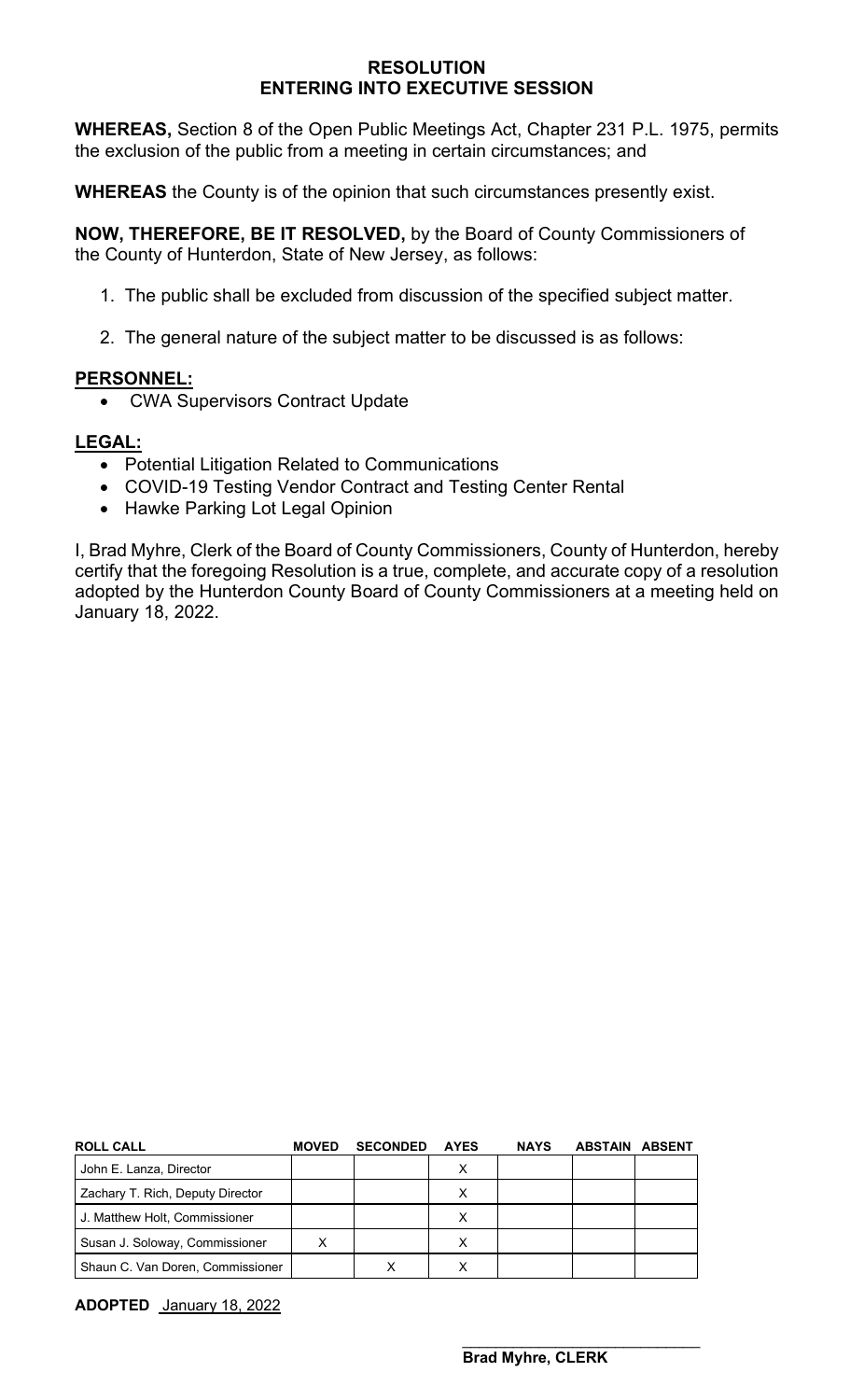**RESOLUTION**
**ENTERING INTO EXECUTIVE SESSION**

**WHEREAS,** Section 8 of the Open Public Meetings Act, Chapter 231 P.L. 1975, permits the exclusion of the public from a meeting in certain circumstances; and

**WHEREAS** the County is of the opinion that such circumstances presently exist.

**NOW, THEREFORE, BE IT RESOLVED,** by the Board of County Commissioners of the County of Hunterdon, State of New Jersey, as follows:

1. The public shall be excluded from discussion of the specified subject matter.
2. The general nature of the subject matter to be discussed is as follows:

**PERSONNEL:**

- CWA Supervisors Contract Update

**LEGAL:**

- Potential Litigation Related to Communications
- COVID-19 Testing Vendor Contract and Testing Center Rental
- Hawke Parking Lot Legal Opinion

I, Brad Myhre, Clerk of the Board of County Commissioners, County of Hunterdon, hereby certify that the foregoing Resolution is a true, complete, and accurate copy of a resolution adopted by the Hunterdon County Board of County Commissioners at a meeting held on January 18, 2022.

| ROLL CALL | MOVED | SECONDED | AYES | NAYS | ABSTAIN | ABSENT |
|---|---|---|---|---|---|---|
| John E. Lanza, Director | | | X | | | |
| Zachary T. Rich, Deputy Director | | | X | | | |
| J. Matthew Holt, Commissioner | | | X | | | |
| Susan J. Soloway, Commissioner | X | | X | | | |
| Shaun C. Van Doren, Commissioner | | X | X | | | |

**ADOPTED** January 18, 2022

**Brad Myhre, CLERK**